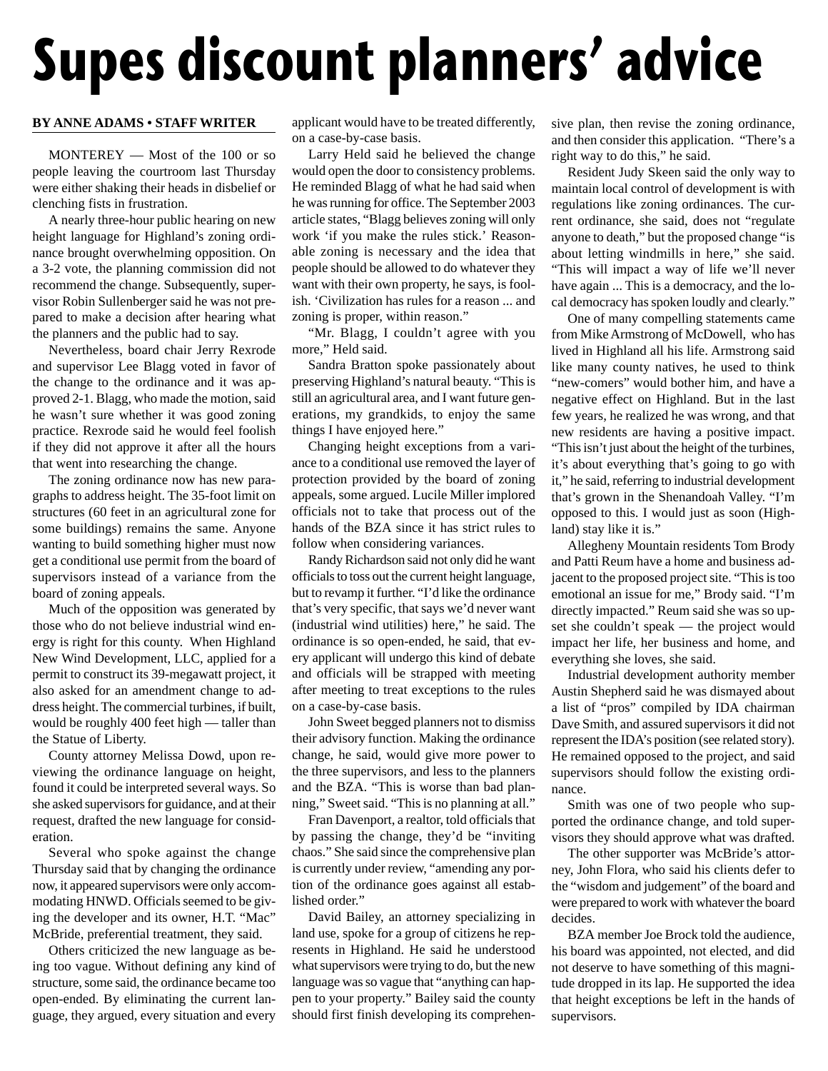# Supes discount planners' advice

**BY ANNE ADAMS • STAFF WRITER**

MONTEREY — Most of the 100 or so people leaving the courtroom last Thursday were either shaking their heads in disbelief or clenching fists in frustration.

A nearly three-hour public hearing on new height language for Highland's zoning ordinance brought overwhelming opposition. On a 3-2 vote, the planning commission did not recommend the change. Subsequently, supervisor Robin Sullenberger said he was not prepared to make a decision after hearing what the planners and the public had to say.

Nevertheless, board chair Jerry Rexrode and supervisor Lee Blagg voted in favor of the change to the ordinance and it was approved 2-1. Blagg, who made the motion, said he wasn't sure whether it was good zoning practice. Rexrode said he would feel foolish if they did not approve it after all the hours that went into researching the change.

The zoning ordinance now has new paragraphs to address height. The 35-foot limit on structures (60 feet in an agricultural zone for some buildings) remains the same. Anyone wanting to build something higher must now get a conditional use permit from the board of supervisors instead of a variance from the board of zoning appeals.

Much of the opposition was generated by those who do not believe industrial wind energy is right for this county. When Highland New Wind Development, LLC, applied for a permit to construct its 39-megawatt project, it also asked for an amendment change to address height. The commercial turbines, if built, would be roughly 400 feet high — taller than the Statue of Liberty.

County attorney Melissa Dowd, upon reviewing the ordinance language on height, found it could be interpreted several ways. So she asked supervisors for guidance, and at their request, drafted the new language for consideration.

Several who spoke against the change Thursday said that by changing the ordinance now, it appeared supervisors were only accommodating HNWD. Officials seemed to be giving the developer and its owner, H.T. "Mac" McBride, preferential treatment, they said.

Others criticized the new language as being too vague. Without defining any kind of structure, some said, the ordinance became too open-ended. By eliminating the current language, they argued, every situation and every applicant would have to be treated differently, on a case-by-case basis.

Larry Held said he believed the change would open the door to consistency problems. He reminded Blagg of what he had said when he was running for office. The September 2003 article states, "Blagg believes zoning will only work 'if you make the rules stick.' Reasonable zoning is necessary and the idea that people should be allowed to do whatever they want with their own property, he says, is foolish. 'Civilization has rules for a reason ... and zoning is proper, within reason."

"Mr. Blagg, I couldn't agree with you more," Held said.

Sandra Bratton spoke passionately about preserving Highland's natural beauty. "This is still an agricultural area, and I want future generations, my grandkids, to enjoy the same things I have enjoyed here."

Changing height exceptions from a variance to a conditional use removed the layer of protection provided by the board of zoning appeals, some argued. Lucile Miller implored officials not to take that process out of the hands of the BZA since it has strict rules to follow when considering variances.

Randy Richardson said not only did he want officials to toss out the current height language, but to revamp it further. "I'd like the ordinance that's very specific, that says we'd never want (industrial wind utilities) here," he said. The ordinance is so open-ended, he said, that every applicant will undergo this kind of debate and officials will be strapped with meeting after meeting to treat exceptions to the rules on a case-by-case basis.

John Sweet begged planners not to dismiss their advisory function. Making the ordinance change, he said, would give more power to the three supervisors, and less to the planners and the BZA. "This is worse than bad planning," Sweet said. "This is no planning at all."

Fran Davenport, a realtor, told officials that by passing the change, they'd be "inviting chaos." She said since the comprehensive plan is currently under review, "amending any portion of the ordinance goes against all established order."

David Bailey, an attorney specializing in land use, spoke for a group of citizens he represents in Highland. He said he understood what supervisors were trying to do, but the new language was so vague that "anything can happen to your property." Bailey said the county should first finish developing its comprehensive plan, then revise the zoning ordinance, and then consider this application. "There's a right way to do this," he said.

Resident Judy Skeen said the only way to maintain local control of development is with regulations like zoning ordinances. The current ordinance, she said, does not "regulate anyone to death," but the proposed change "is about letting windmills in here," she said. "This will impact a way of life we'll never have again ... This is a democracy, and the local democracy has spoken loudly and clearly."

One of many compelling statements came from Mike Armstrong of McDowell, who has lived in Highland all his life. Armstrong said like many county natives, he used to think "new-comers" would bother him, and have a negative effect on Highland. But in the last few years, he realized he was wrong, and that new residents are having a positive impact. "This isn't just about the height of the turbines, it's about everything that's going to go with it," he said, referring to industrial development that's grown in the Shenandoah Valley. "I'm opposed to this. I would just as soon (Highland) stay like it is."

Allegheny Mountain residents Tom Brody and Patti Reum have a home and business adjacent to the proposed project site. "This is too emotional an issue for me," Brody said. "I'm directly impacted." Reum said she was so upset she couldn't speak — the project would impact her life, her business and home, and everything she loves, she said.

Industrial development authority member Austin Shepherd said he was dismayed about a list of "pros" compiled by IDA chairman Dave Smith, and assured supervisors it did not represent the IDA's position (see related story). He remained opposed to the project, and said supervisors should follow the existing ordinance.

Smith was one of two people who supported the ordinance change, and told supervisors they should approve what was drafted.

The other supporter was McBride's attorney, John Flora, who said his clients defer to the "wisdom and judgement" of the board and were prepared to work with whatever the board decides.

BZA member Joe Brock told the audience, his board was appointed, not elected, and did not deserve to have something of this magnitude dropped in its lap. He supported the idea that height exceptions be left in the hands of supervisors.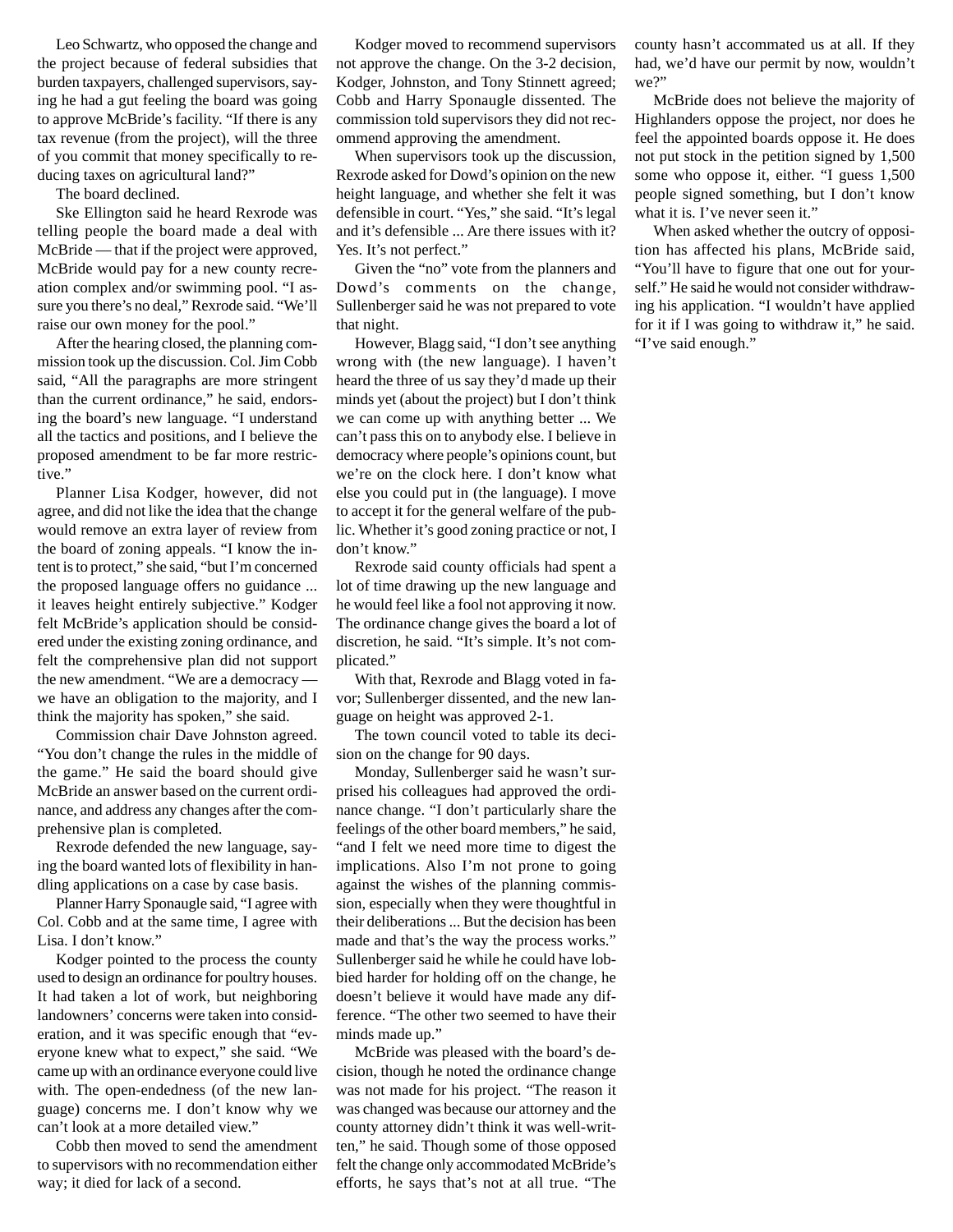Leo Schwartz, who opposed the change and the project because of federal subsidies that burden taxpayers, challenged supervisors, saying he had a gut feeling the board was going to approve McBride's facility. "If there is any tax revenue (from the project), will the three of you commit that money specifically to reducing taxes on agricultural land?"

The board declined.

Ske Ellington said he heard Rexrode was telling people the board made a deal with McBride — that if the project were approved, McBride would pay for a new county recreation complex and/or swimming pool. "I assure you there's no deal," Rexrode said. "We'll raise our own money for the pool."

After the hearing closed, the planning commission took up the discussion. Col. Jim Cobb said, "All the paragraphs are more stringent than the current ordinance," he said, endorsing the board's new language. "I understand all the tactics and positions, and I believe the proposed amendment to be far more restrictive."

Planner Lisa Kodger, however, did not agree, and did not like the idea that the change would remove an extra layer of review from the board of zoning appeals. "I know the intent is to protect," she said, "but I'm concerned the proposed language offers no guidance ... it leaves height entirely subjective." Kodger felt McBride's application should be considered under the existing zoning ordinance, and felt the comprehensive plan did not support the new amendment. "We are a democracy — we have an obligation to the majority, and I think the majority has spoken," she said.

Commission chair Dave Johnston agreed. "You don't change the rules in the middle of the game." He said the board should give McBride an answer based on the current ordinance, and address any changes after the comprehensive plan is completed.

Rexrode defended the new language, saying the board wanted lots of flexibility in handling applications on a case by case basis.

Planner Harry Sponaugle said, "I agree with Col. Cobb and at the same time, I agree with Lisa. I don't know."

Kodger pointed to the process the county used to design an ordinance for poultry houses. It had taken a lot of work, but neighboring landowners' concerns were taken into consideration, and it was specific enough that "everyone knew what to expect," she said. "We came up with an ordinance everyone could live with. The open-endedness (of the new language) concerns me. I don't know why we can't look at a more detailed view."

Cobb then moved to send the amendment to supervisors with no recommendation either way; it died for lack of a second.

Kodger moved to recommend supervisors not approve the change. On the 3-2 decision, Kodger, Johnston, and Tony Stinnett agreed; Cobb and Harry Sponaugle dissented. The commission told supervisors they did not recommend approving the amendment.

When supervisors took up the discussion, Rexrode asked for Dowd's opinion on the new height language, and whether she felt it was defensible in court. "Yes," she said. "It's legal and it's defensible ... Are there issues with it? Yes. It's not perfect."

Given the "no" vote from the planners and Dowd's comments on the change, Sullenberger said he was not prepared to vote that night.

However, Blagg said, "I don't see anything wrong with (the new language). I haven't heard the three of us say they'd made up their minds yet (about the project) but I don't think we can come up with anything better ... We can't pass this on to anybody else. I believe in democracy where people's opinions count, but we're on the clock here. I don't know what else you could put in (the language). I move to accept it for the general welfare of the public. Whether it's good zoning practice or not, I don't know."

Rexrode said county officials had spent a lot of time drawing up the new language and he would feel like a fool not approving it now. The ordinance change gives the board a lot of discretion, he said. "It's simple. It's not complicated."

With that, Rexrode and Blagg voted in favor; Sullenberger dissented, and the new language on height was approved 2-1.

The town council voted to table its decision on the change for 90 days.

Monday, Sullenberger said he wasn't surprised his colleagues had approved the ordinance change. "I don't particularly share the feelings of the other board members," he said, "and I felt we need more time to digest the implications. Also I'm not prone to going against the wishes of the planning commission, especially when they were thoughtful in their deliberations ... But the decision has been made and that's the way the process works." Sullenberger said he while he could have lobbied harder for holding off on the change, he doesn't believe it would have made any difference. "The other two seemed to have their minds made up."

McBride was pleased with the board's decision, though he noted the ordinance change was not made for his project. "The reason it was changed was because our attorney and the county attorney didn't think it was well-written," he said. Though some of those opposed felt the change only accommodated McBride's efforts, he says that's not at all true. "The county hasn't accommated us at all. If they had, we'd have our permit by now, wouldn't we?"

McBride does not believe the majority of Highlanders oppose the project, nor does he feel the appointed boards oppose it. He does not put stock in the petition signed by 1,500 some who oppose it, either. "I guess 1,500 people signed something, but I don't know what it is. I've never seen it."

When asked whether the outcry of opposition has affected his plans, McBride said, "You'll have to figure that one out for yourself." He said he would not consider withdrawing his application. "I wouldn't have applied for it if I was going to withdraw it," he said. "I've said enough."